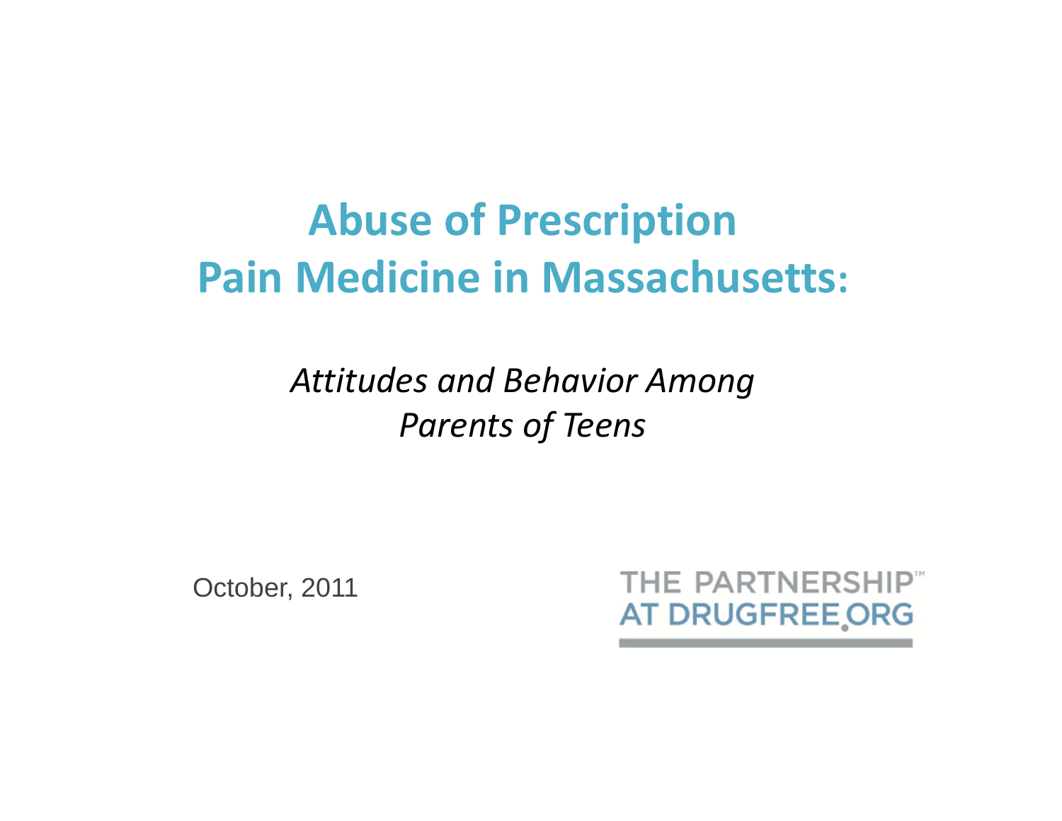# Abuse of Prescription Pain Medicine in Massachusetts:

*Attitudes and Behavior Among Parents of Teens*

October, 2011

THE PARTNERSHIP™
AT DRUGFREE.ORG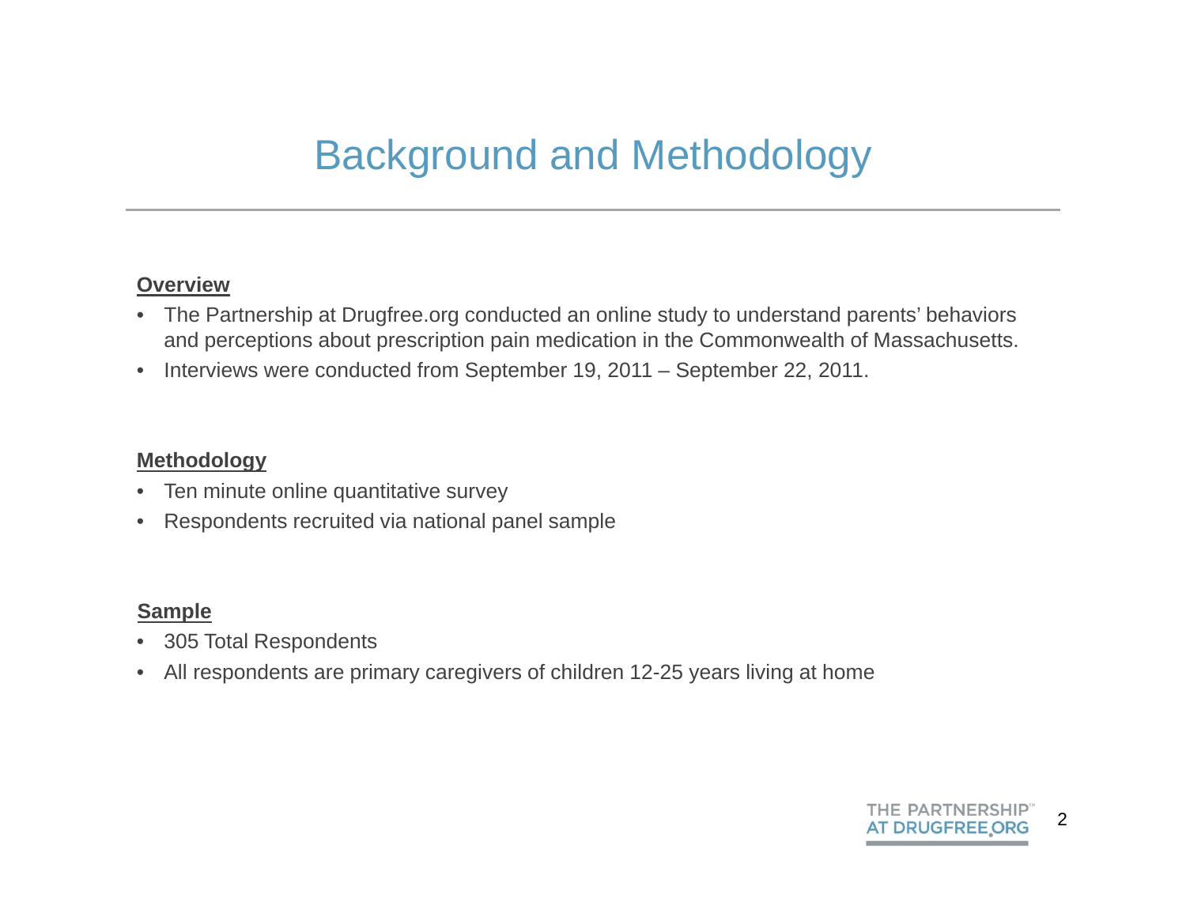# Background and Methodology

**Overview**

- The Partnership at Drugfree.org conducted an online study to understand parents' behaviors and perceptions about prescription pain medication in the Commonwealth of Massachusetts.
- Interviews were conducted from September 19, 2011 – September 22, 2011.

**Methodology**

- Ten minute online quantitative survey
- Respondents recruited via national panel sample

**Sample**

- 305 Total Respondents
- All respondents are primary caregivers of children 12-25 years living at home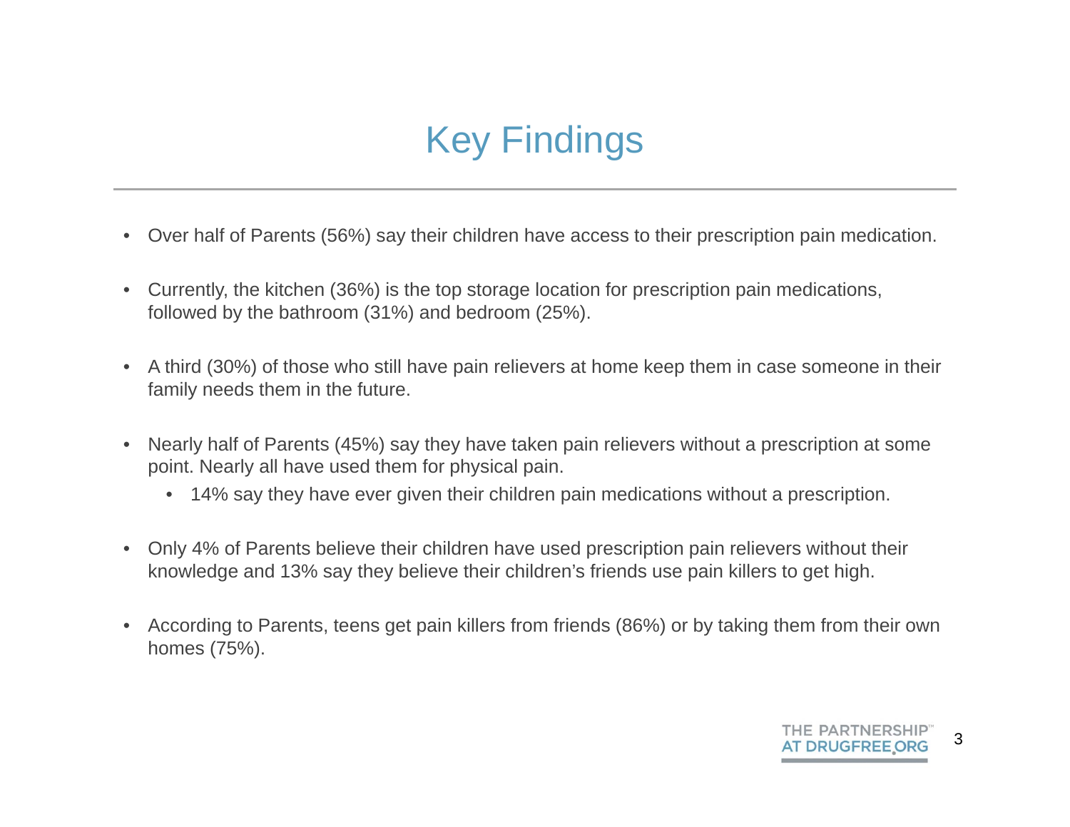# Key Findings

- Over half of Parents (56%) say their children have access to their prescription pain medication.
- Currently, the kitchen (36%) is the top storage location for prescription pain medications, followed by the bathroom (31%) and bedroom (25%).
- A third (30%) of those who still have pain relievers at home keep them in case someone in their family needs them in the future.
- Nearly half of Parents (45%) say they have taken pain relievers without a prescription at some point. Nearly all have used them for physical pain.
  - 14% say they have ever given their children pain medications without a prescription.
- Only 4% of Parents believe their children have used prescription pain relievers without their knowledge and 13% say they believe their children's friends use pain killers to get high.
- According to Parents, teens get pain killers from friends (86%) or by taking them from their own homes (75%).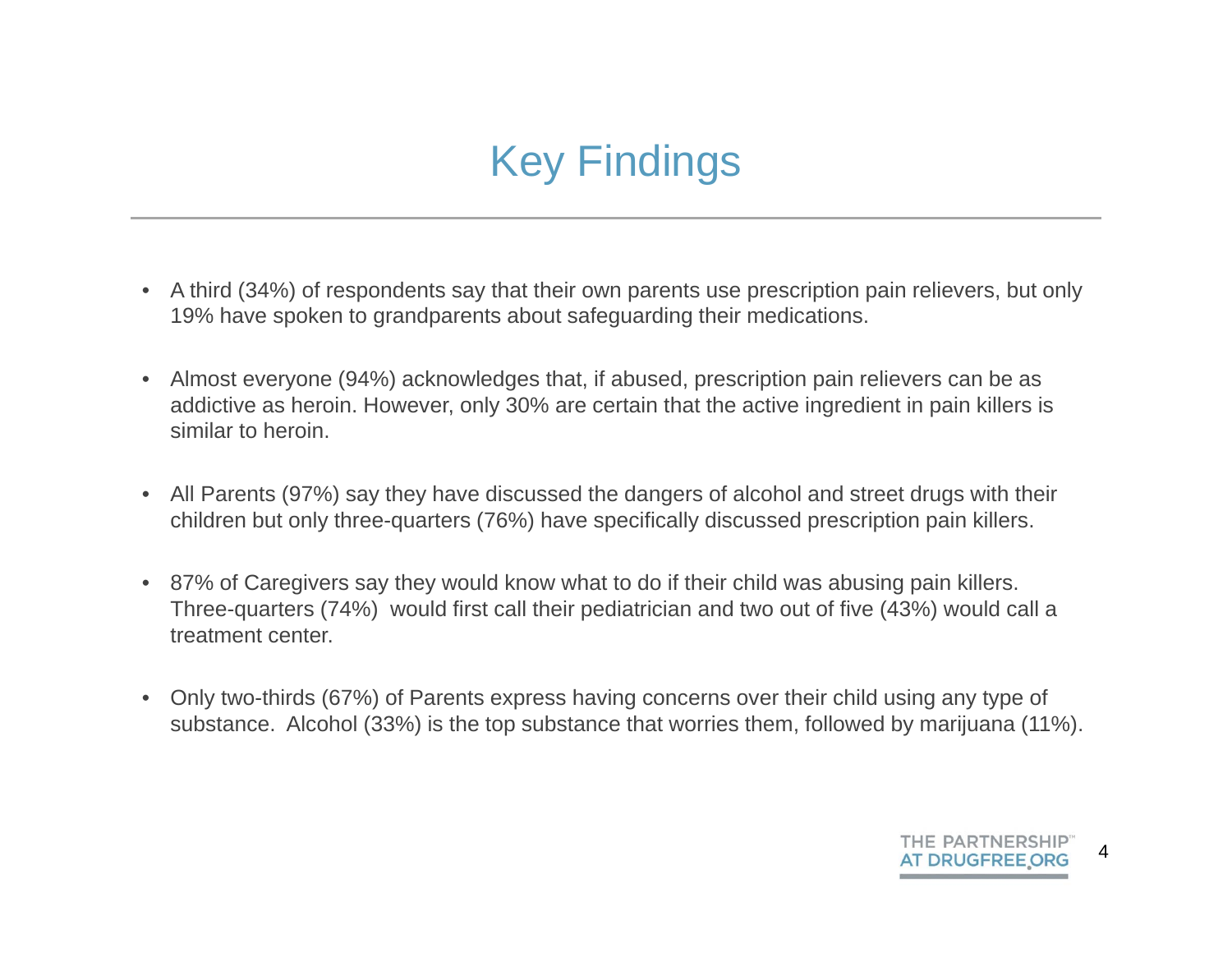# Key Findings

- A third (34%) of respondents say that their own parents use prescription pain relievers, but only 19% have spoken to grandparents about safeguarding their medications.
- Almost everyone (94%) acknowledges that, if abused, prescription pain relievers can be as addictive as heroin. However, only 30% are certain that the active ingredient in pain killers is similar to heroin.
- All Parents (97%) say they have discussed the dangers of alcohol and street drugs with their children but only three-quarters (76%) have specifically discussed prescription pain killers.
- 87% of Caregivers say they would know what to do if their child was abusing pain killers. Three-quarters (74%) would first call their pediatrician and two out of five (43%) would call a treatment center.
- Only two-thirds (67%) of Parents express having concerns over their child using any type of substance. Alcohol (33%) is the top substance that worries them, followed by marijuana (11%).

THE PARTNERSHIP™ AT DRUGFREE.ORG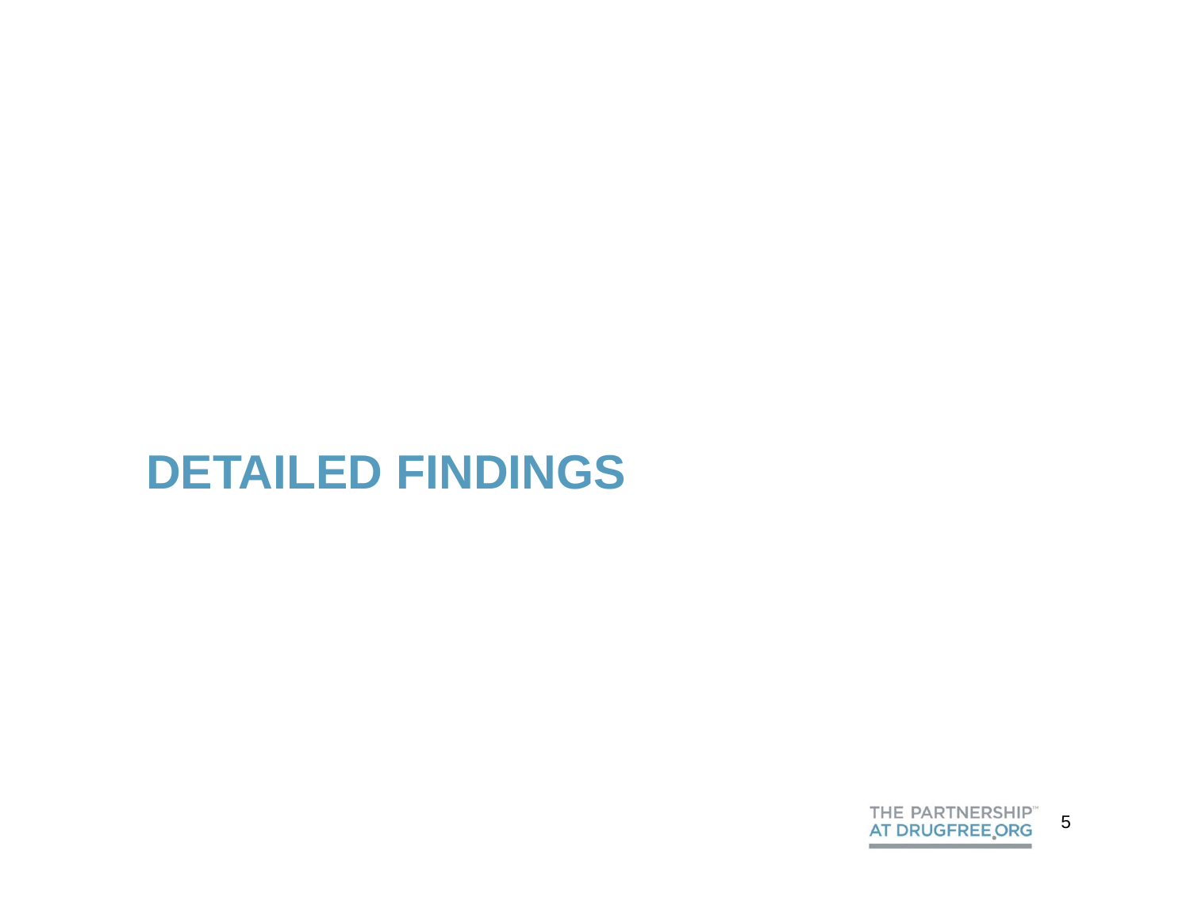# DETAILED FINDINGS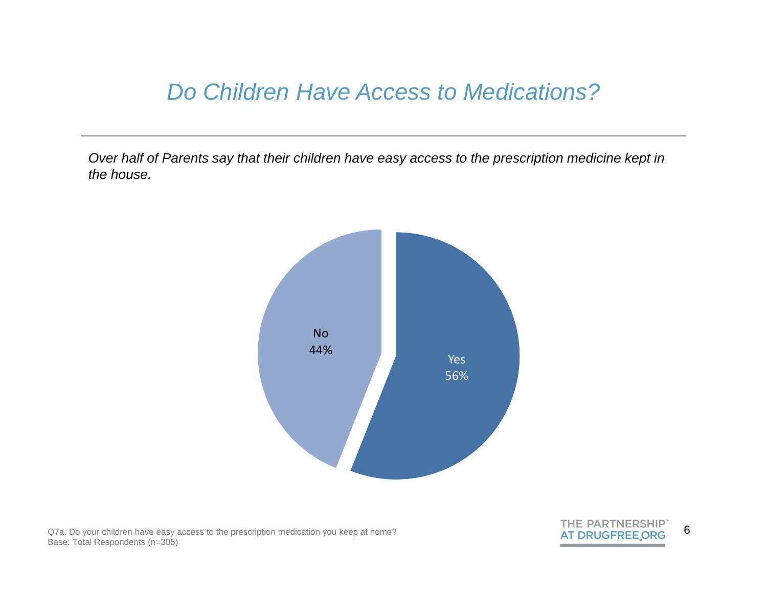# *Do Children Have Access to Medications?*

*Over half of Parents say that their children have easy access to the prescription medicine kept in the house.*

No
44%

Yes
56%

Q7a. Do your children have easy access to the prescription medication you keep at home?
Base: Total Respondents (n=305)

THE PARTNERSHIP™ AT DRUGFREE.ORG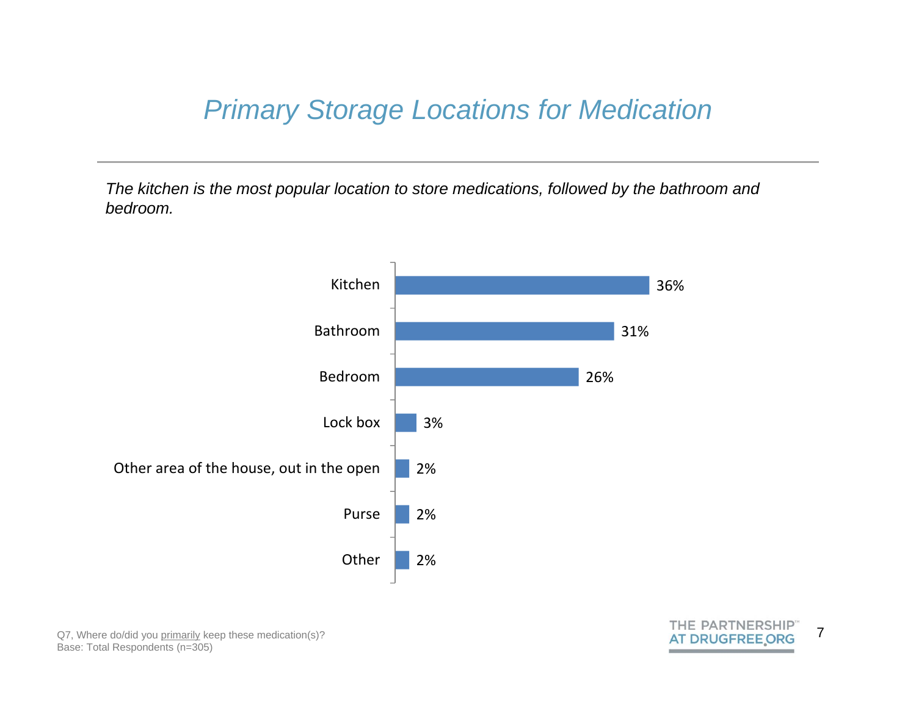# Primary Storage Locations for Medication

*The kitchen is the most popular location to store medications, followed by the bathroom and bedroom.*

| Location | Percentage |
|---|---|
| Kitchen | 36% |
| Bathroom | 31% |
| Bedroom | 26% |
| Lock box | 3% |
| Other area of the house, out in the open | 2% |
| Purse | 2% |
| Other | 2% |

Q7, Where do/did you primarily keep these medication(s)?
Base: Total Respondents (n=305)

THE PARTNERSHIP™ AT DRUGFREE.ORG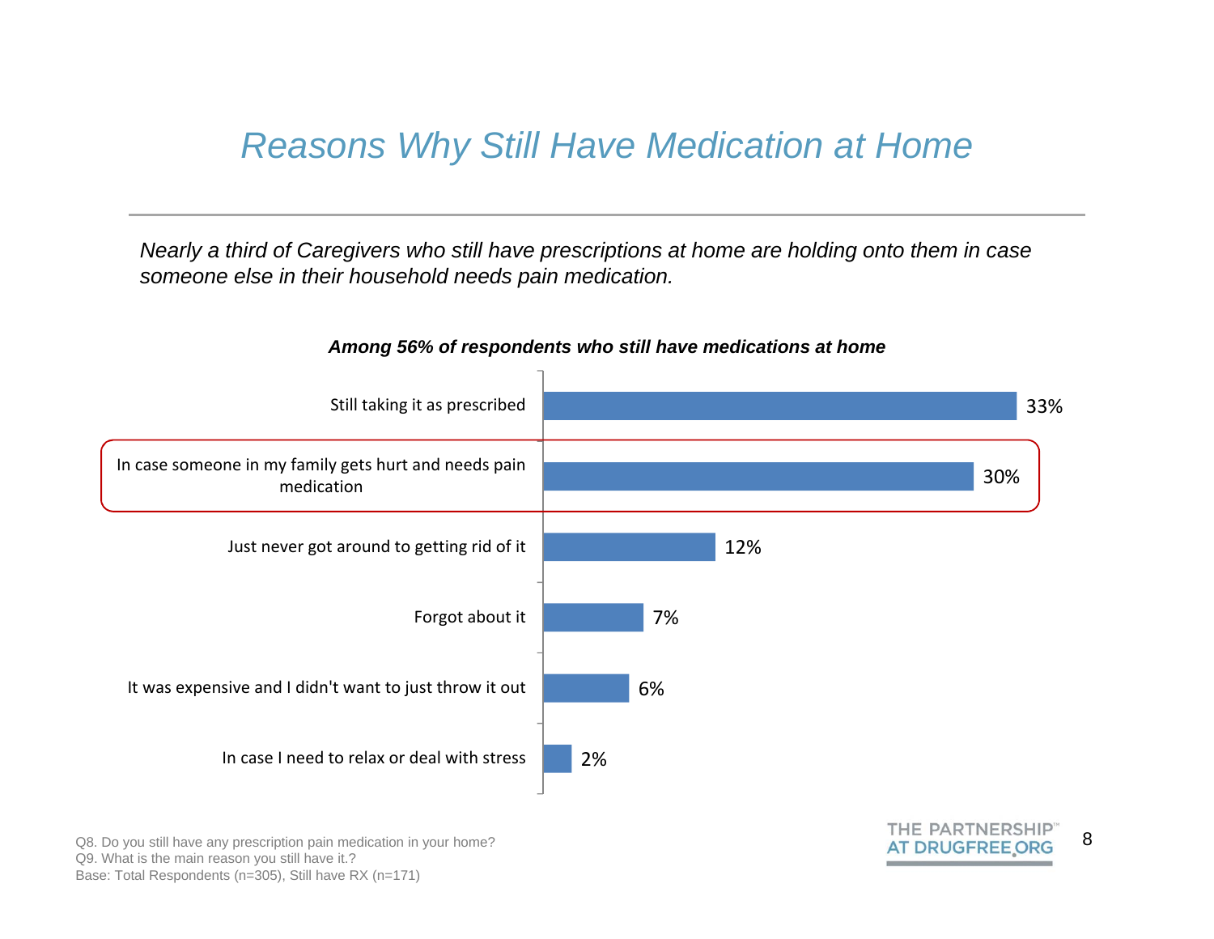# Reasons Why Still Have Medication at Home

*Nearly a third of Caregivers who still have prescriptions at home are holding onto them in case someone else in their household needs pain medication.*

***Among 56% of respondents who still have medications at home***

| Reason | % |
|---|---|
| Still taking it as prescribed | 33% |
| In case someone in my family gets hurt and needs pain medication | 30% |
| Just never got around to getting rid of it | 12% |
| Forgot about it | 7% |
| It was expensive and I didn't want to just throw it out | 6% |
| In case I need to relax or deal with stress | 2% |

Q8. Do you still have any prescription pain medication in your home?
Q9. What is the main reason you still have it.?
Base: Total Respondents (n=305), Still have RX (n=171)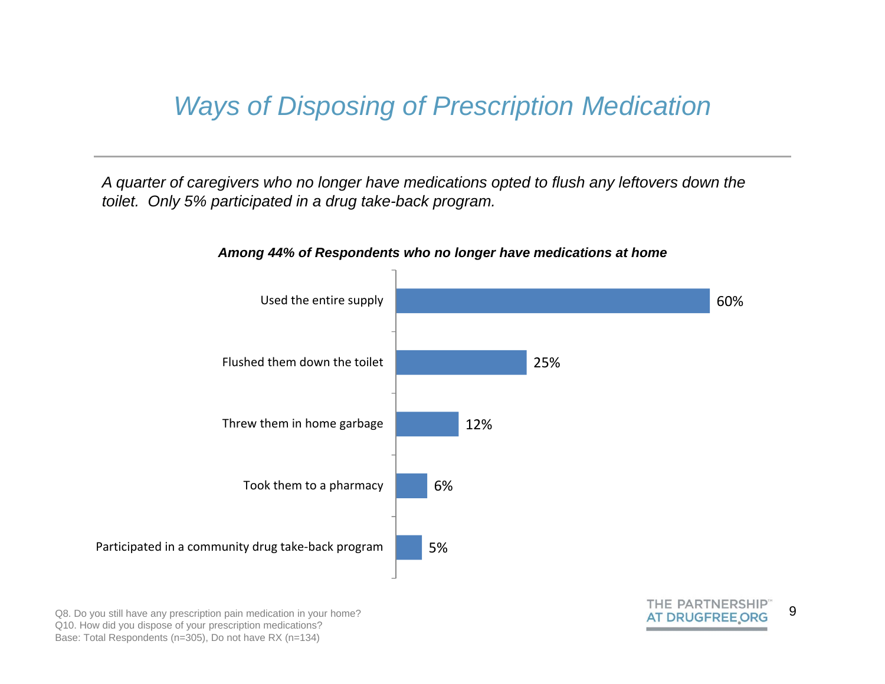# *Ways of Disposing of Prescription Medication*

*A quarter of caregivers who no longer have medications opted to flush any leftovers down the toilet. Only 5% participated in a drug take-back program.*

***Among 44% of Respondents who no longer have medications at home***

| Method | Percentage |
|---|---|
| Used the entire supply | 60% |
| Flushed them down the toilet | 25% |
| Threw them in home garbage | 12% |
| Took them to a pharmacy | 6% |
| Participated in a community drug take-back program | 5% |

Q8. Do you still have any prescription pain medication in your home?
Q10. How did you dispose of your prescription medications?
Base: Total Respondents (n=305), Do not have RX (n=134)

THE PARTNERSHIP™ AT DRUGFREE.ORG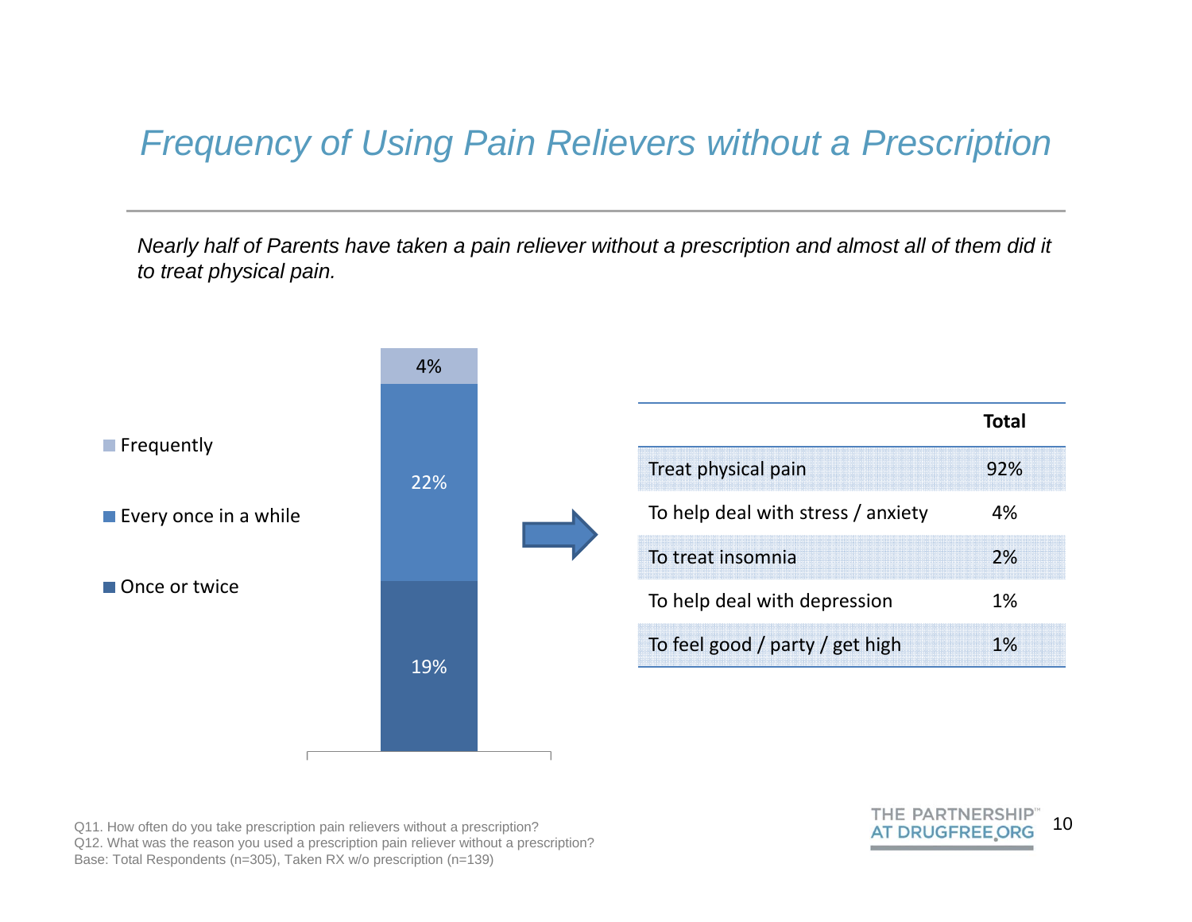# *Frequency of Using Pain Relievers without a Prescription*

*Nearly half of Parents have taken a pain reliever without a prescription and almost all of them did it to treat physical pain.*

| Frequency | % |
|---|---|
| Frequently | 4% |
| Every once in a while | 22% |
| Once or twice | 19% |

| | Total |
|---|---|
| Treat physical pain | 92% |
| To help deal with stress / anxiety | 4% |
| To treat insomnia | 2% |
| To help deal with depression | 1% |
| To feel good / party / get high | 1% |

Q11. How often do you take prescription pain relievers without a prescription?
Q12. What was the reason you used a prescription pain reliever without a prescription?
Base: Total Respondents (n=305), Taken RX w/o prescription (n=139)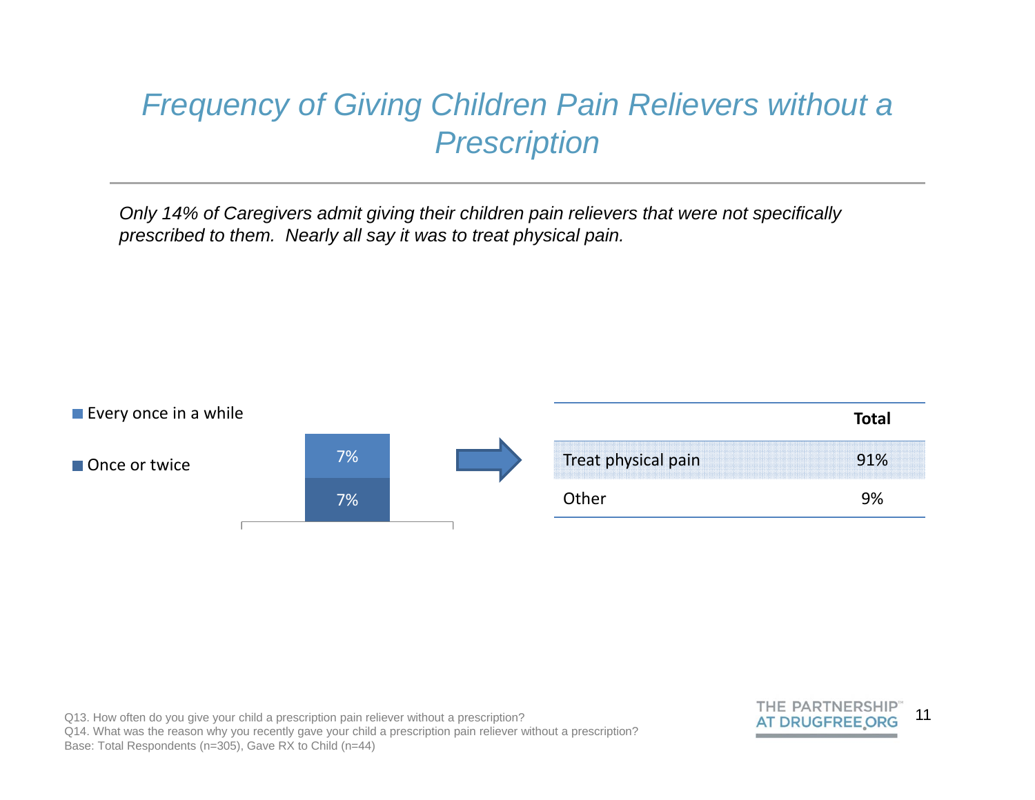# *Frequency of Giving Children Pain Relievers without a Prescription*

*Only 14% of Caregivers admit giving their children pain relievers that were not specifically prescribed to them. Nearly all say it was to treat physical pain.*

| | |
|---|---|
| Every once in a while | 7% |
| Once or twice | 7% |

| | Total |
|---|---|
| Treat physical pain | 91% |
| Other | 9% |

Q13. How often do you give your child a prescription pain reliever without a prescription?
Q14. What was the reason why you recently gave your child a prescription pain reliever without a prescription?
Base: Total Respondents (n=305), Gave RX to Child (n=44)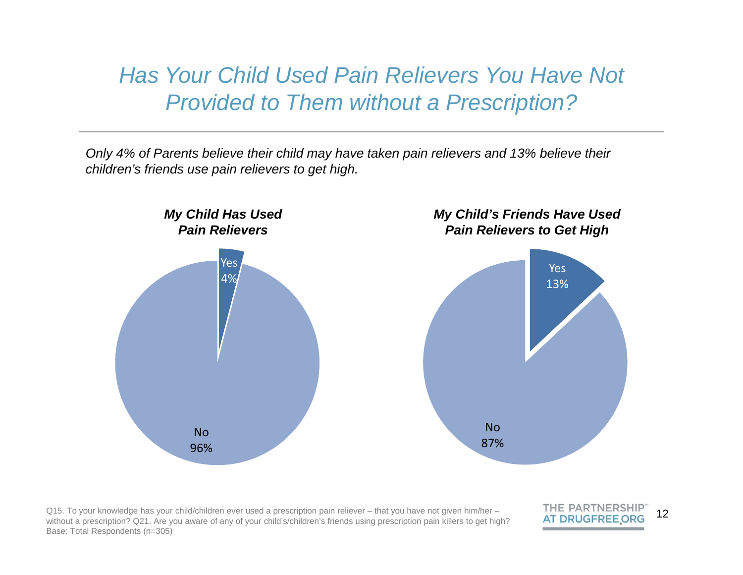# *Has Your Child Used Pain Relievers You Have Not Provided to Them without a Prescription?*

*Only 4% of Parents believe their child may have taken pain relievers and 13% believe their children's friends use pain relievers to get high.*

***My Child Has Used Pain Relievers***

| Response | Percent |
|---|---|
| Yes | 4% |
| No | 96% |

***My Child's Friends Have Used Pain Relievers to Get High***

| Response | Percent |
|---|---|
| Yes | 13% |
| No | 87% |

Q15. To your knowledge has your child/children ever used a prescription pain reliever – that you have not given him/her – without a prescription? Q21. Are you aware of any of your child's/children's friends using prescription pain killers to get high?
Base: Total Respondents (n=305)

THE PARTNERSHIP™ AT DRUGFREE.ORG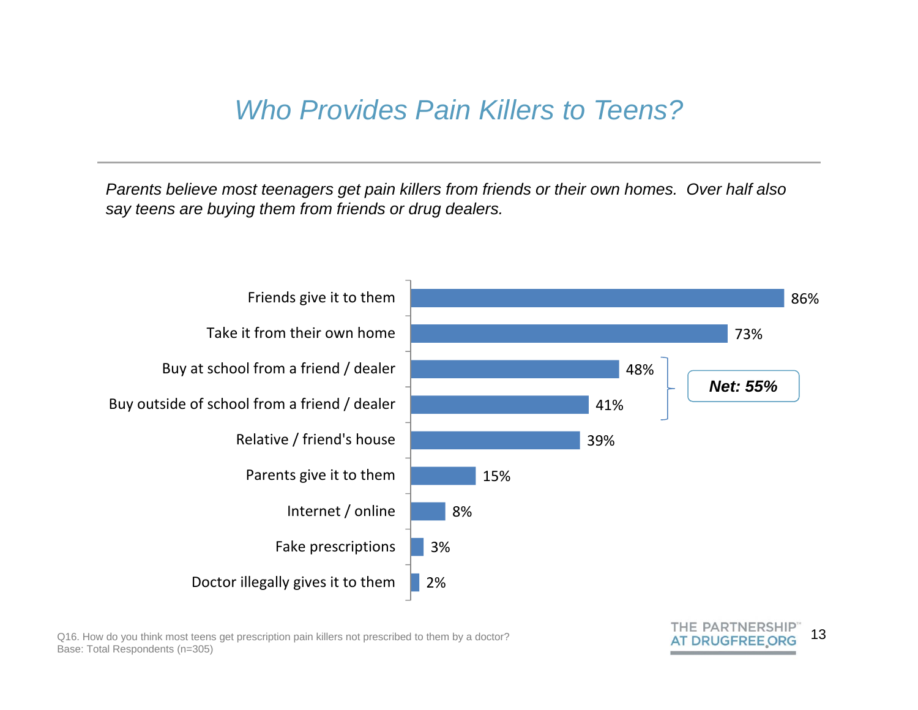# Who Provides Pain Killers to Teens?

*Parents believe most teenagers get pain killers from friends or their own homes. Over half also say teens are buying them from friends or drug dealers.*

| Source | % |
|---|---|
| Friends give it to them | 86% |
| Take it from their own home | 73% |
| Buy at school from a friend / dealer | 48% |
| Buy outside of school from a friend / dealer | 41% |
| Relative / friend's house | 39% |
| Parents give it to them | 15% |
| Internet / online | 8% |
| Fake prescriptions | 3% |
| Doctor illegally gives it to them | 2% |

***Net: 55%*** (Buy at school from a friend / dealer; Buy outside of school from a friend / dealer)

Q16. How do you think most teens get prescription pain killers not prescribed to them by a doctor?
Base: Total Respondents (n=305)

THE PARTNERSHIP™ AT DRUGFREE.ORG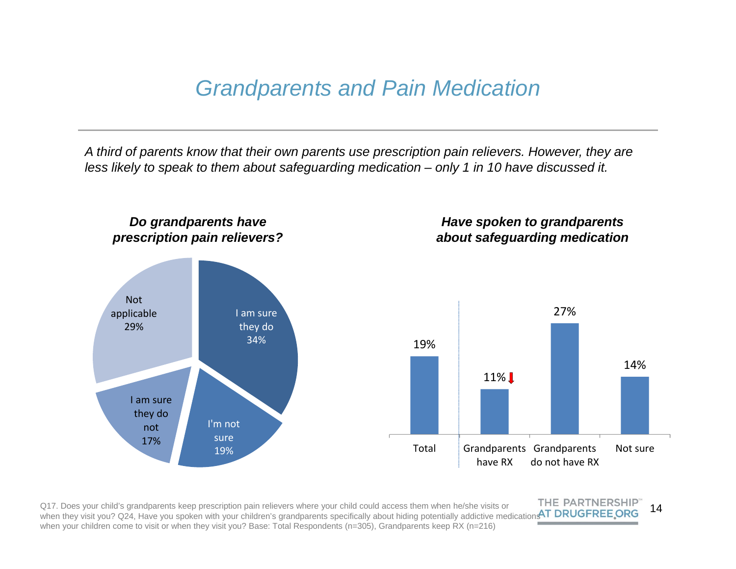# Grandparents and Pain Medication

*A third of parents know that their own parents use prescription pain relievers. However, they are less likely to speak to them about safeguarding medication – only 1 in 10 have discussed it.*

***Do grandparents have prescription pain relievers?***

| Response | % |
|---|---|
| I am sure they do | 34% |
| I'm not sure | 19% |
| I am sure they do not | 17% |
| Not applicable | 29% |

***Have spoken to grandparents about safeguarding medication***

| Total | Grandparents have RX | Grandparents do not have RX | Not sure |
|---|---|---|---|
| 19% | 11% | 27% | 14% |

Q17. Does your child's grandparents keep prescription pain relievers where your child could access them when he/she visits or when they visit you? Q24, Have you spoken with your children's grandparents specifically about hiding potentially addictive medications when your children come to visit or when they visit you? Base: Total Respondents (n=305), Grandparents keep RX (n=216)

THE PARTNERSHIP™ AT DRUGFREE.ORG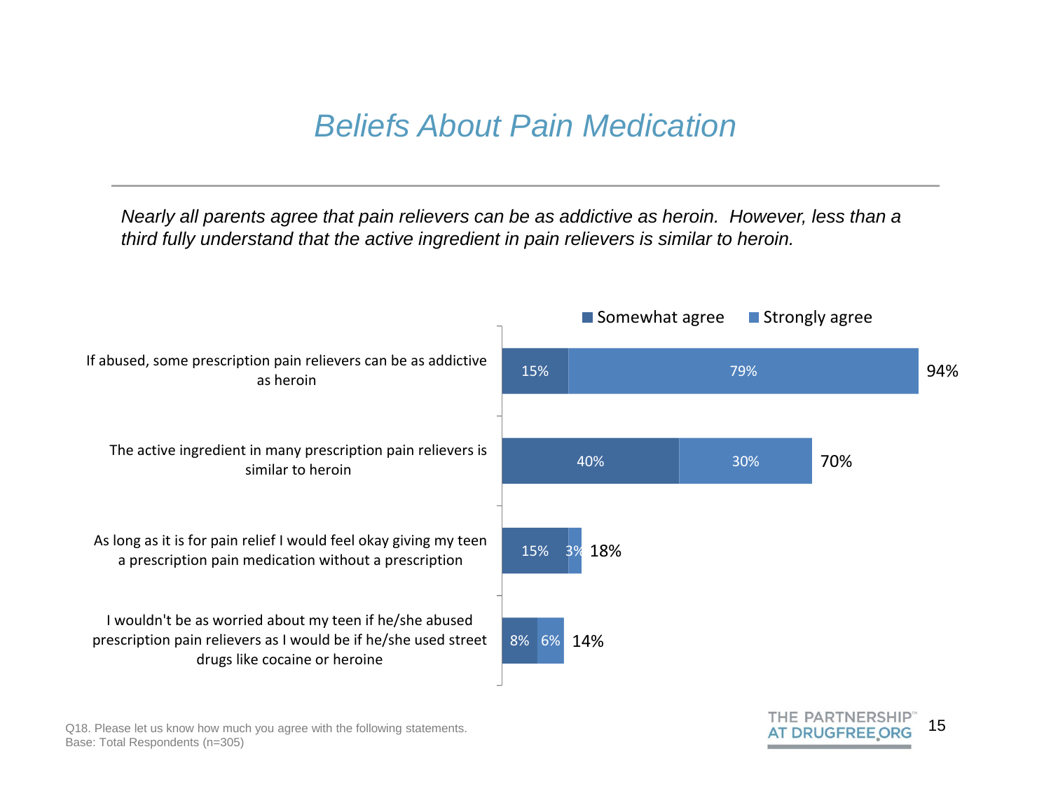# Beliefs About Pain Medication

*Nearly all parents agree that pain relievers can be as addictive as heroin. However, less than a third fully understand that the active ingredient in pain relievers is similar to heroin.*

| Statement | Somewhat agree | Strongly agree | Total |
| --- | --- | --- | --- |
| If abused, some prescription pain relievers can be as addictive as heroin | 15% | 79% | 94% |
| The active ingredient in many prescription pain relievers is similar to heroin | 40% | 30% | 70% |
| As long as it is for pain relief I would feel okay giving my teen a prescription pain medication without a prescription | 15% | 3% | 18% |
| I wouldn't be as worried about my teen if he/she abused prescription pain relievers as I would be if he/she used street drugs like cocaine or heroine | 8% | 6% | 14% |

Q18. Please let us know how much you agree with the following statements.
Base: Total Respondents (n=305)

THE PARTNERSHIP™ AT DRUGFREE.ORG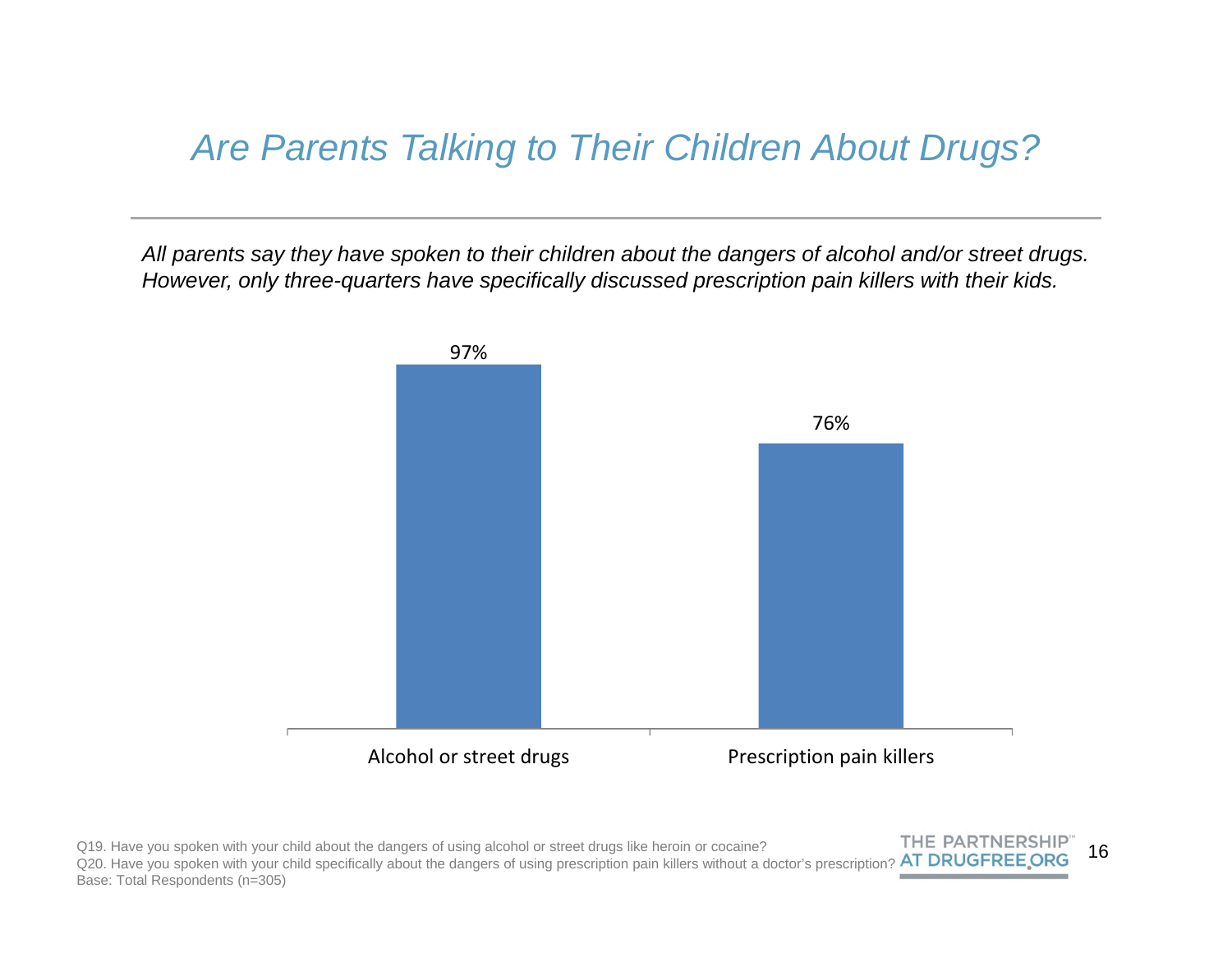# Are Parents Talking to Their Children About Drugs?

*All parents say they have spoken to their children about the dangers of alcohol and/or street drugs. However, only three-quarters have specifically discussed prescription pain killers with their kids.*

| | Alcohol or street drugs | Prescription pain killers |
|---|---|---|
| % | 97% | 76% |

Q19. Have you spoken with your child about the dangers of using alcohol or street drugs like heroin or cocaine?
Q20. Have you spoken with your child specifically about the dangers of using prescription pain killers without a doctor's prescription?
Base: Total Respondents (n=305)

THE PARTNERSHIP™ AT DRUGFREE.ORG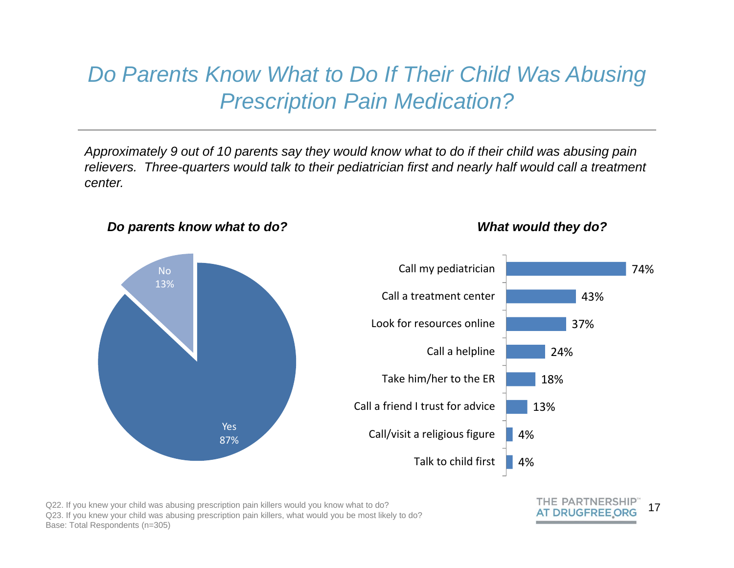# *Do Parents Know What to Do If Their Child Was Abusing Prescription Pain Medication?*

*Approximately 9 out of 10 parents say they would know what to do if their child was abusing pain relievers. Three-quarters would talk to their pediatrician first and nearly half would call a treatment center.*

### *Do parents know what to do?*

| Response | Percent |
|---|---|
| Yes | 87% |
| No | 13% |

### *What would they do?*

| Action | Percent |
|---|---|
| Call my pediatrician | 74% |
| Call a treatment center | 43% |
| Look for resources online | 37% |
| Call a helpline | 24% |
| Take him/her to the ER | 18% |
| Call a friend I trust for advice | 13% |
| Call/visit a religious figure | 4% |
| Talk to child first | 4% |

Q22. If you knew your child was abusing prescription pain killers would you know what to do?
Q23. If you knew your child was abusing prescription pain killers, what would you be most likely to do?
Base: Total Respondents (n=305)

THE PARTNERSHIP™ AT DRUGFREE.ORG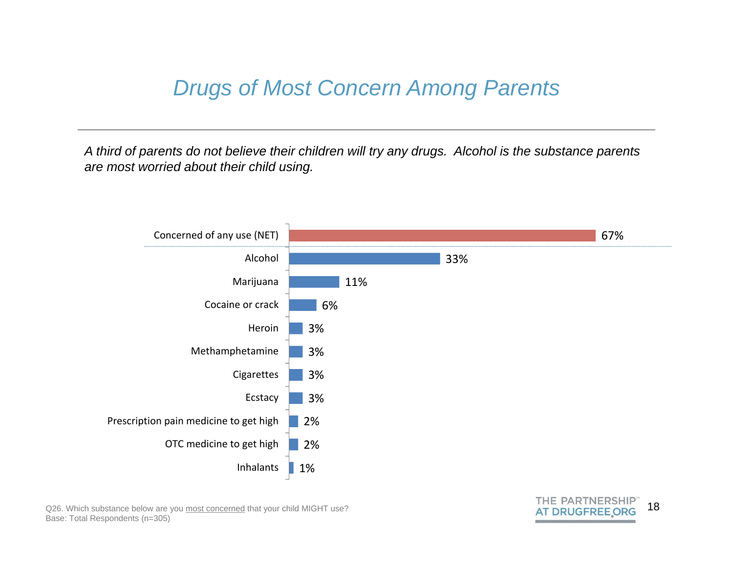# Drugs of Most Concern Among Parents

*A third of parents do not believe their children will try any drugs. Alcohol is the substance parents are most worried about their child using.*

| Substance | % |
|---|---|
| Concerned of any use (NET) | 67% |
| Alcohol | 33% |
| Marijuana | 11% |
| Cocaine or crack | 6% |
| Heroin | 3% |
| Methamphetamine | 3% |
| Cigarettes | 3% |
| Ecstacy | 3% |
| Prescription pain medicine to get high | 2% |
| OTC medicine to get high | 2% |
| Inhalants | 1% |

Q26. Which substance below are you most concerned that your child MIGHT use?
Base: Total Respondents (n=305)

THE PARTNERSHIP™ AT DRUGFREE.ORG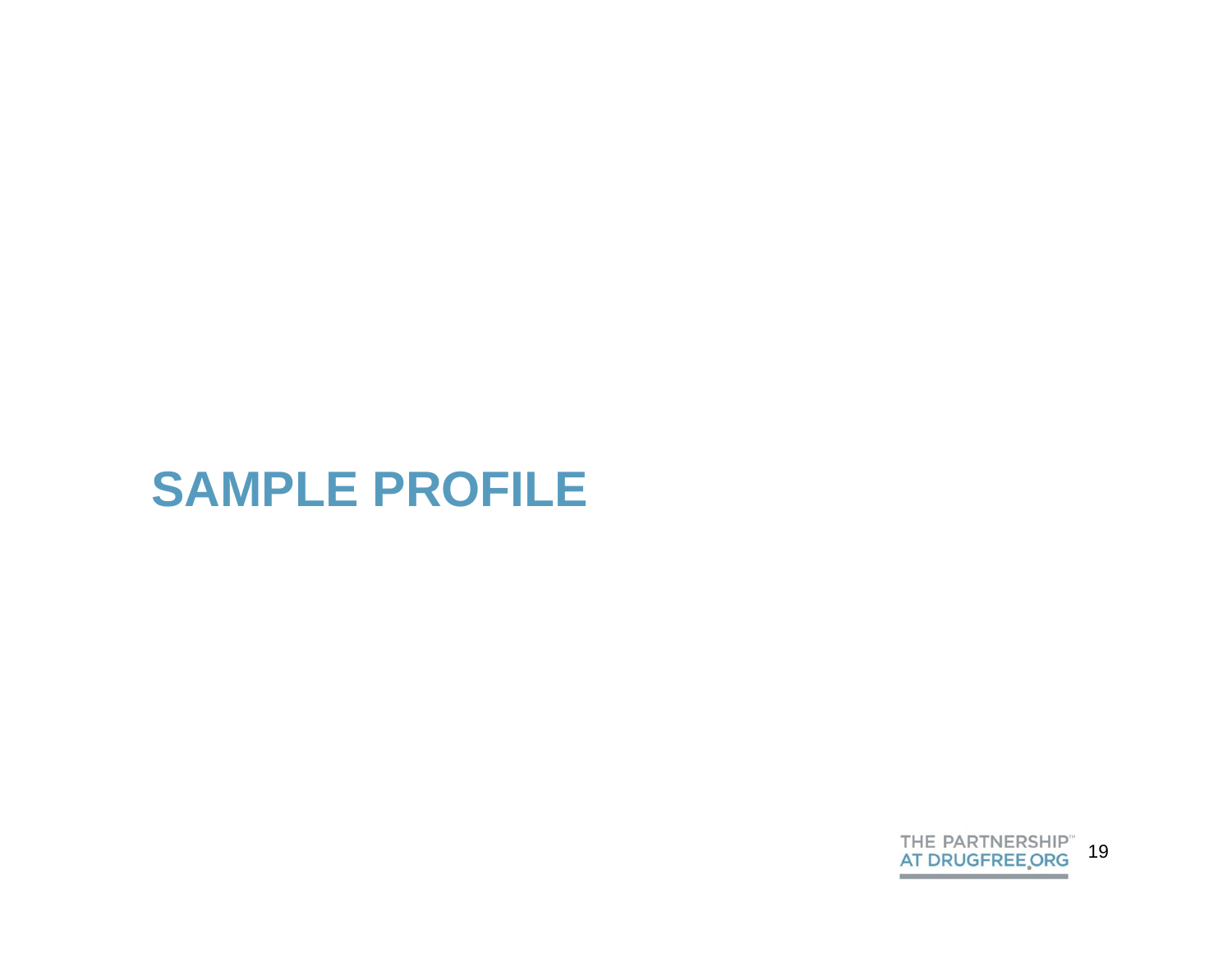# SAMPLE PROFILE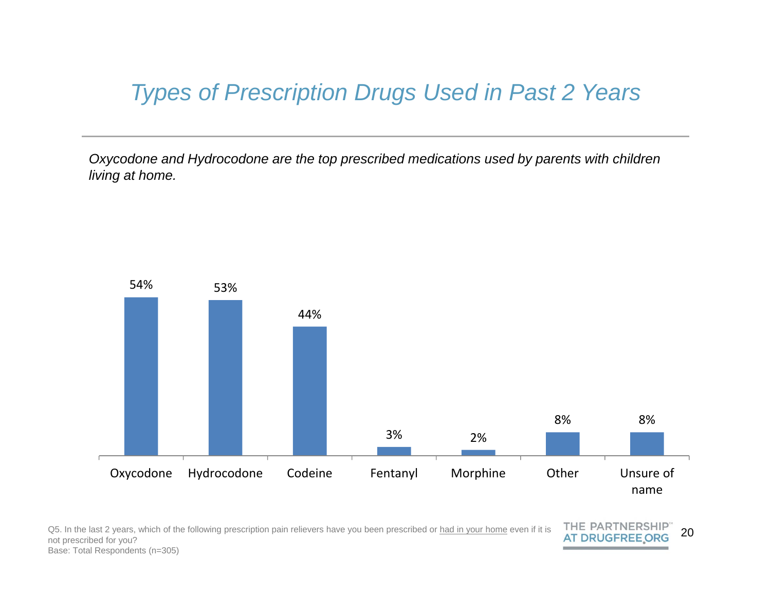# Types of Prescription Drugs Used in Past 2 Years

*Oxycodone and Hydrocodone are the top prescribed medications used by parents with children living at home.*

| Drug | Percentage |
|---|---|
| Oxycodone | 54% |
| Hydrocodone | 53% |
| Codeine | 44% |
| Fentanyl | 3% |
| Morphine | 2% |
| Other | 8% |
| Unsure of name | 8% |

Q5. In the last 2 years, which of the following prescription pain relievers have you been prescribed or had in your home even if it is not prescribed for you?
Base: Total Respondents (n=305)

THE PARTNERSHIP™ AT DRUGFREE.ORG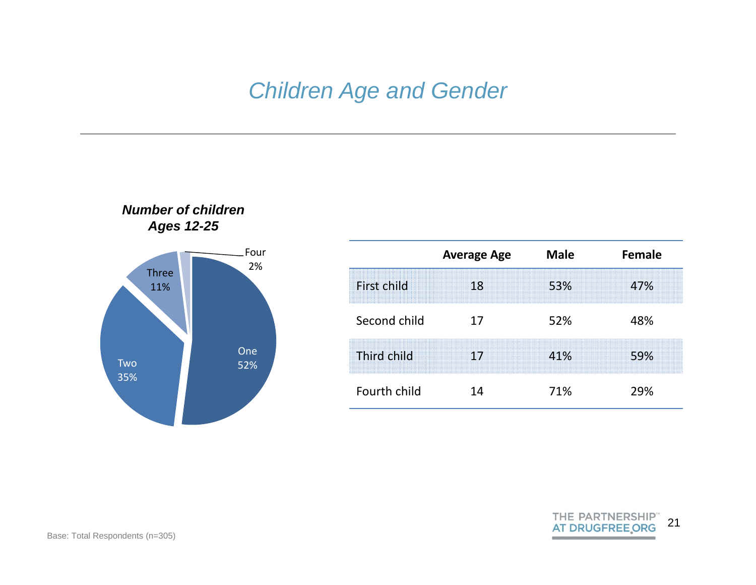# Children Age and Gender

***Number of children Ages 12-25***

| Number of children | Percent |
| --- | --- |
| One | 52% |
| Two | 35% |
| Three | 11% |
| Four | 2% |

| | Average Age | Male | Female |
| --- | --- | --- | --- |
| First child | 18 | 53% | 47% |
| Second child | 17 | 52% | 48% |
| Third child | 17 | 41% | 59% |
| Fourth child | 14 | 71% | 29% |

Base: Total Respondents (n=305)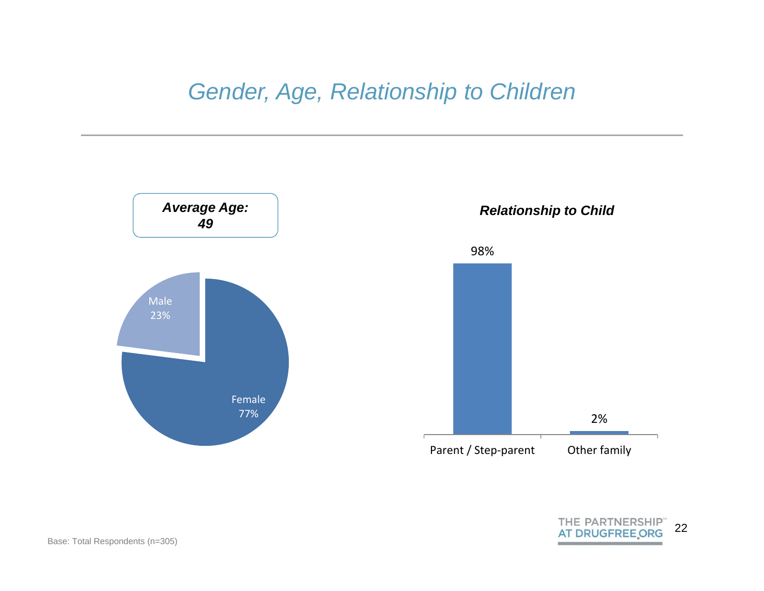# Gender, Age, Relationship to Children

***Average Age: 49***

| Gender | % |
|---|---|
| Male | 23% |
| Female | 77% |

***Relationship to Child***

| Relationship | % |
|---|---|
| Parent / Step-parent | 98% |
| Other family | 2% |

Base: Total Respondents (n=305)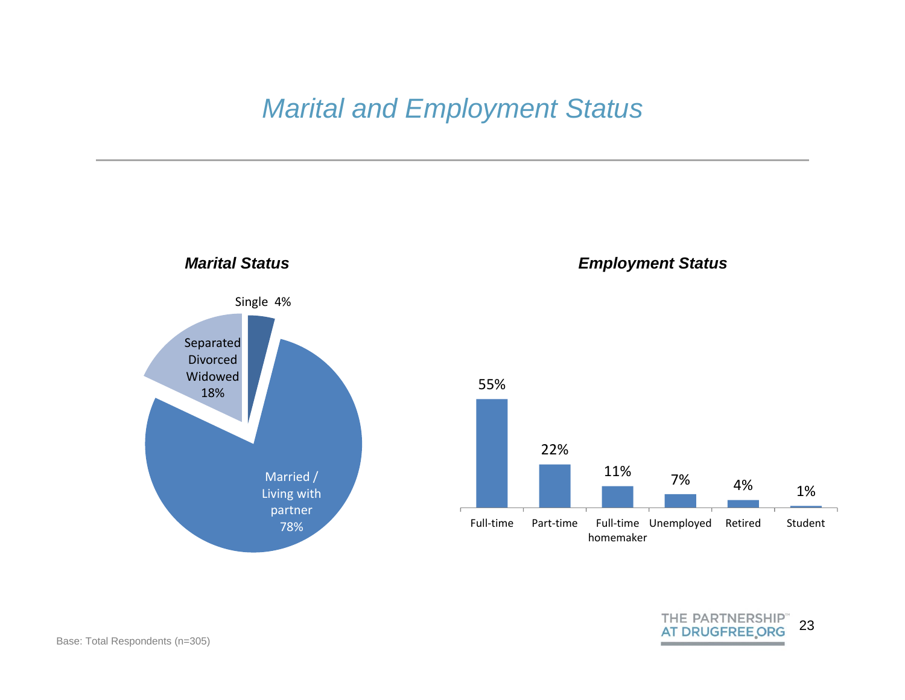# Marital and Employment Status

### Marital Status

| Marital Status | % |
|---|---|
| Married / Living with partner | 78% |
| Separated Divorced Widowed | 18% |
| Single | 4% |

### Employment Status

| Employment Status | % |
|---|---|
| Full-time | 55% |
| Part-time | 22% |
| Full-time homemaker | 11% |
| Unemployed | 7% |
| Retired | 4% |
| Student | 1% |

Base: Total Respondents (n=305)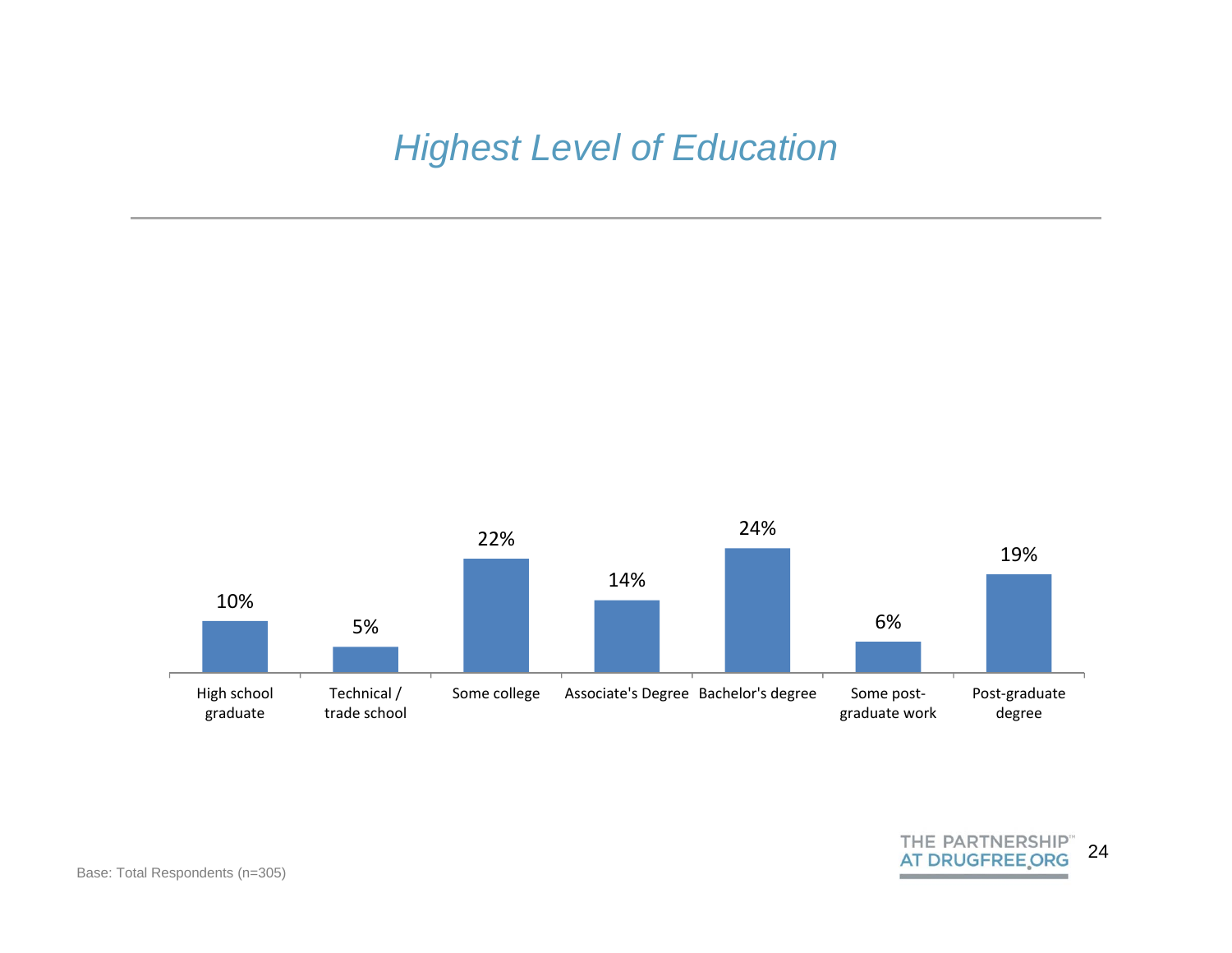# *Highest Level of Education*

| Education level | Percent |
|---|---|
| High school graduate | 10% |
| Technical / trade school | 5% |
| Some college | 22% |
| Associate's Degree | 14% |
| Bachelor's degree | 24% |
| Some post-graduate work | 6% |
| Post-graduate degree | 19% |

Base: Total Respondents (n=305)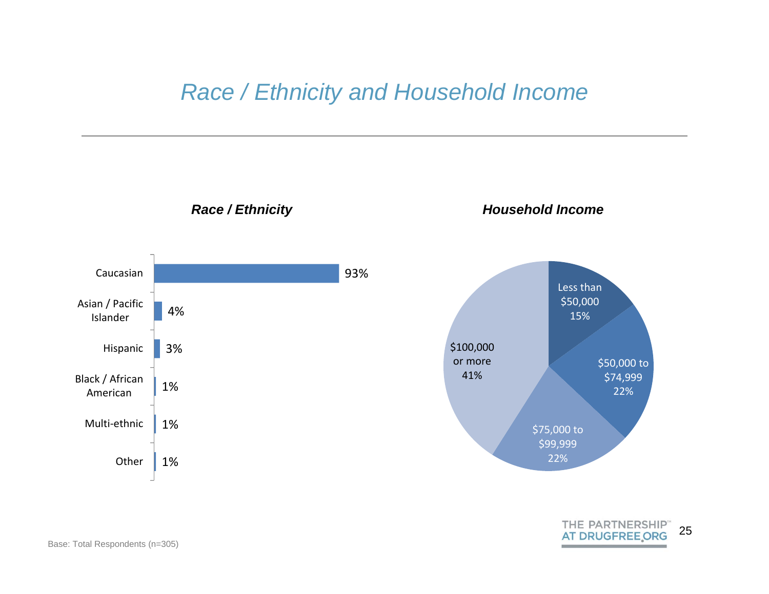# Race / Ethnicity and Household Income

### Race / Ethnicity

Caucasian 93%
Asian / Pacific Islander 4%
Hispanic 3%
Black / African American 1%
Multi-ethnic 1%
Other 1%

### Household Income

Less than $50,000 15%
$50,000 to $74,999 22%
$75,000 to $99,999 22%
$100,000 or more 41%

Base: Total Respondents (n=305)

THE PARTNERSHIP™ AT DRUGFREE.ORG